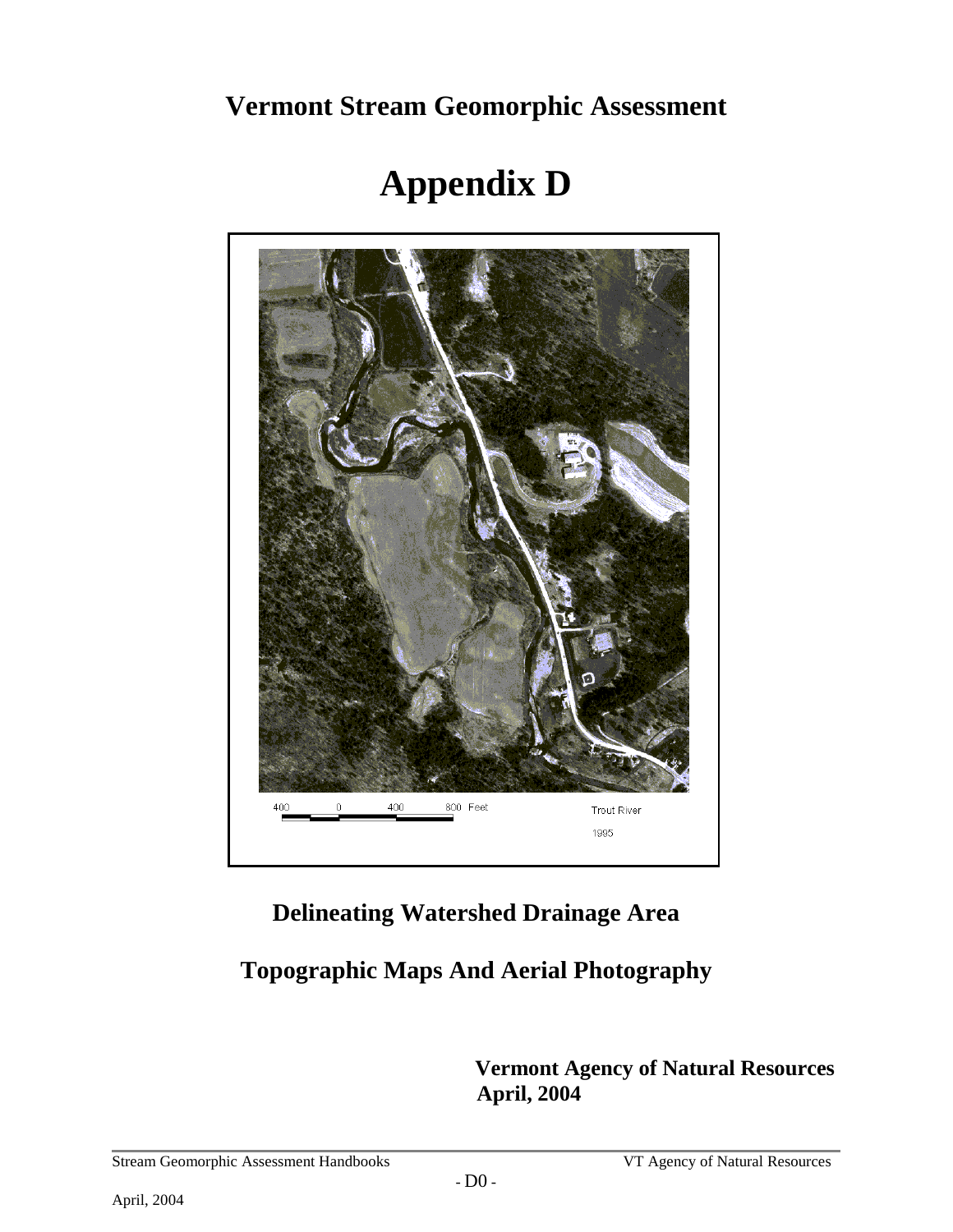# Vermont Stream Geomorphic Assessment

# Appendix D

400 0 400 800 Feet

Trout River

1995

## Delineating Watershed Drainage Area

## Topographic Maps And Aerial Photography

**Vermont Agency of Natural Resources**
**April, 2004**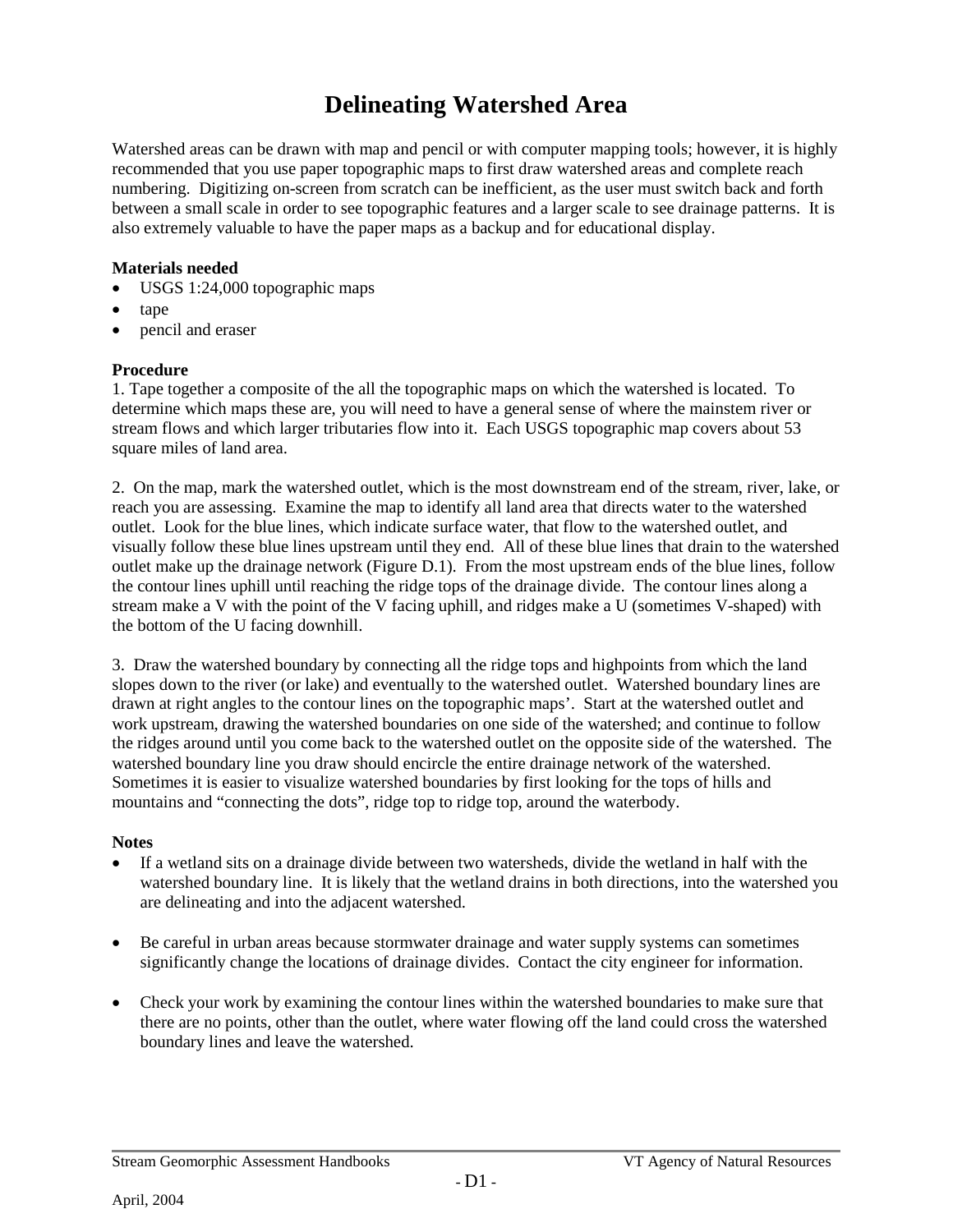# Delineating Watershed Area

Watershed areas can be drawn with map and pencil or with computer mapping tools; however, it is highly recommended that you use paper topographic maps to first draw watershed areas and complete reach numbering. Digitizing on-screen from scratch can be inefficient, as the user must switch back and forth between a small scale in order to see topographic features and a larger scale to see drainage patterns. It is also extremely valuable to have the paper maps as a backup and for educational display.

**Materials needed**

- USGS 1:24,000 topographic maps
- tape
- pencil and eraser

**Procedure**

1. Tape together a composite of the all the topographic maps on which the watershed is located. To determine which maps these are, you will need to have a general sense of where the mainstem river or stream flows and which larger tributaries flow into it. Each USGS topographic map covers about 53 square miles of land area.

2. On the map, mark the watershed outlet, which is the most downstream end of the stream, river, lake, or reach you are assessing. Examine the map to identify all land area that directs water to the watershed outlet. Look for the blue lines, which indicate surface water, that flow to the watershed outlet, and visually follow these blue lines upstream until they end. All of these blue lines that drain to the watershed outlet make up the drainage network (Figure D.1). From the most upstream ends of the blue lines, follow the contour lines uphill until reaching the ridge tops of the drainage divide. The contour lines along a stream make a V with the point of the V facing uphill, and ridges make a U (sometimes V-shaped) with the bottom of the U facing downhill.

3. Draw the watershed boundary by connecting all the ridge tops and highpoints from which the land slopes down to the river (or lake) and eventually to the watershed outlet. Watershed boundary lines are drawn at right angles to the contour lines on the topographic maps'. Start at the watershed outlet and work upstream, drawing the watershed boundaries on one side of the watershed; and continue to follow the ridges around until you come back to the watershed outlet on the opposite side of the watershed. The watershed boundary line you draw should encircle the entire drainage network of the watershed. Sometimes it is easier to visualize watershed boundaries by first looking for the tops of hills and mountains and "connecting the dots", ridge top to ridge top, around the waterbody.

**Notes**

- If a wetland sits on a drainage divide between two watersheds, divide the wetland in half with the watershed boundary line. It is likely that the wetland drains in both directions, into the watershed you are delineating and into the adjacent watershed.

- Be careful in urban areas because stormwater drainage and water supply systems can sometimes significantly change the locations of drainage divides. Contact the city engineer for information.

- Check your work by examining the contour lines within the watershed boundaries to make sure that there are no points, other than the outlet, where water flowing off the land could cross the watershed boundary lines and leave the watershed.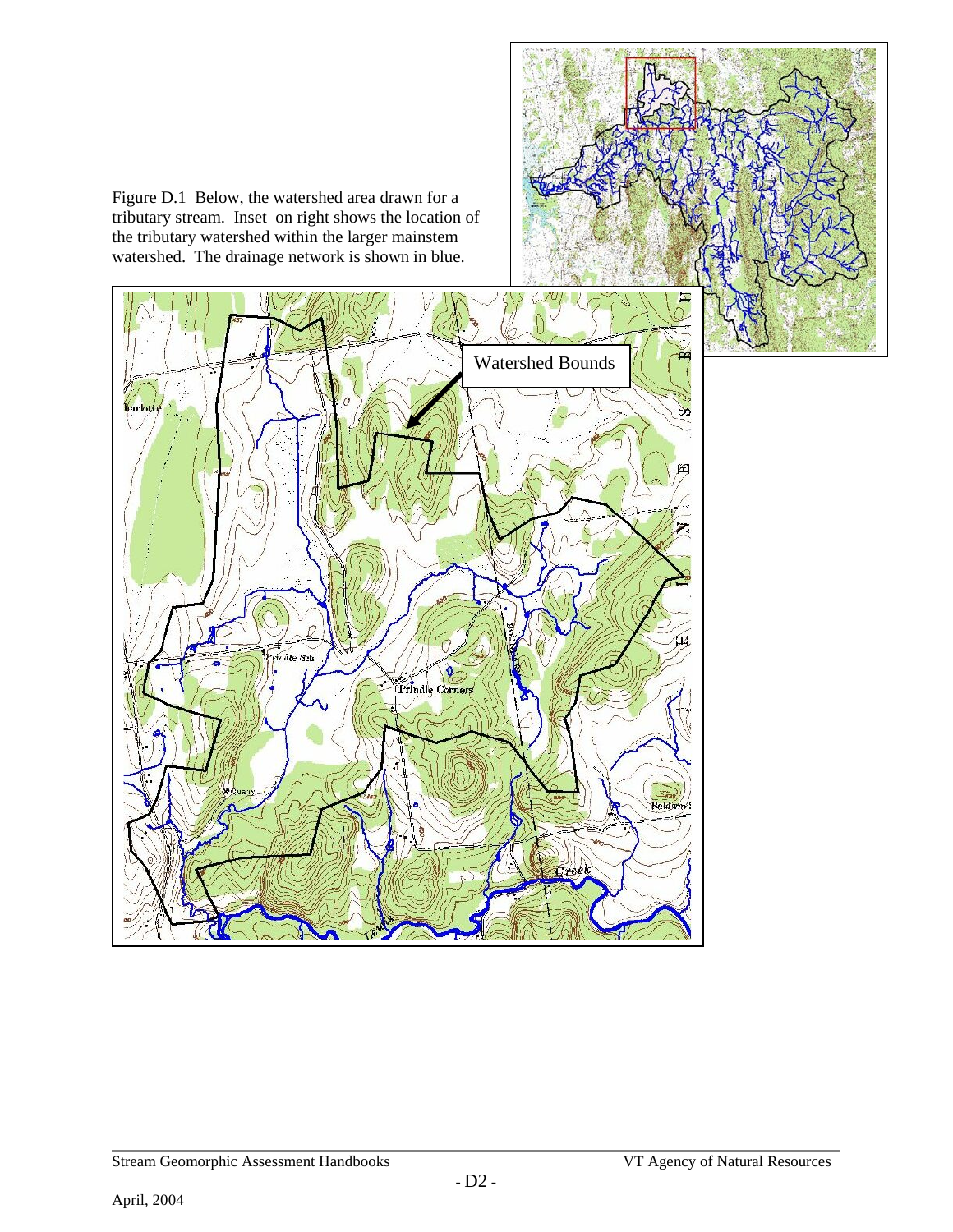Figure D.1 Below, the watershed area drawn for a tributary stream. Inset on right shows the location of the tributary watershed within the larger mainstem watershed. The drainage network is shown in blue.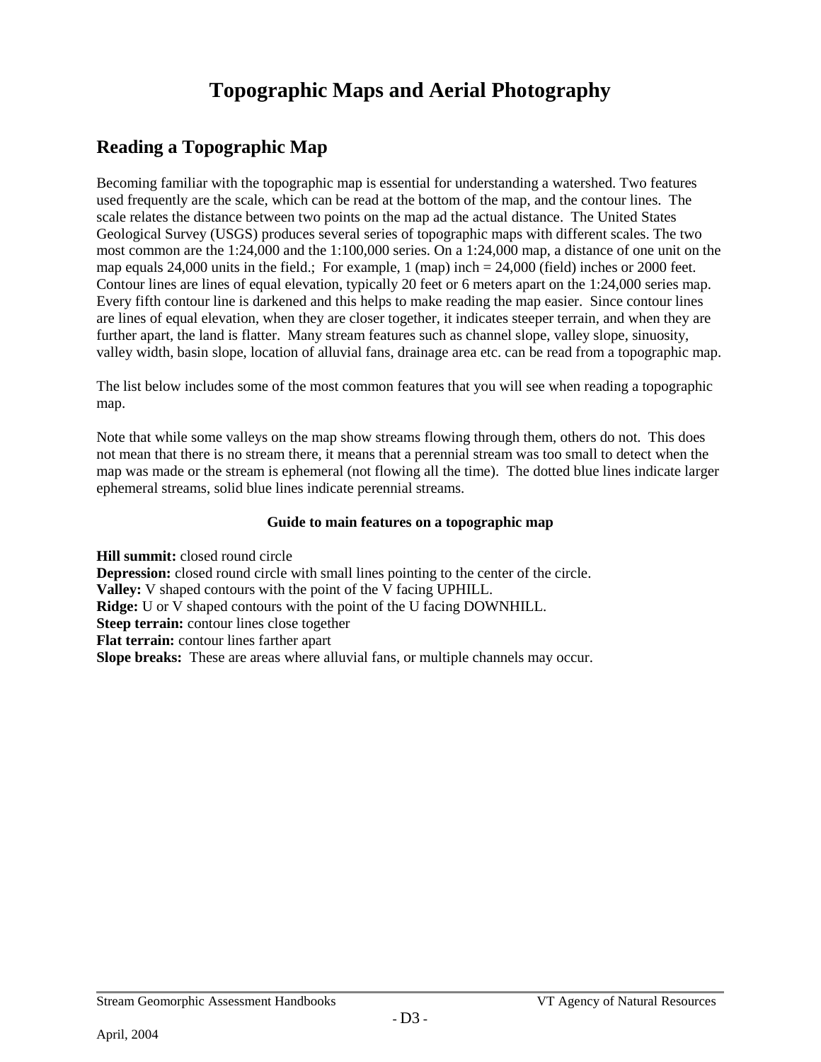# Topographic Maps and Aerial Photography

## Reading a Topographic Map

Becoming familiar with the topographic map is essential for understanding a watershed. Two features used frequently are the scale, which can be read at the bottom of the map, and the contour lines. The scale relates the distance between two points on the map ad the actual distance. The United States Geological Survey (USGS) produces several series of topographic maps with different scales. The two most common are the 1:24,000 and the 1:100,000 series. On a 1:24,000 map, a distance of one unit on the map equals 24,000 units in the field.; For example, 1 (map) inch = 24,000 (field) inches or 2000 feet. Contour lines are lines of equal elevation, typically 20 feet or 6 meters apart on the 1:24,000 series map. Every fifth contour line is darkened and this helps to make reading the map easier. Since contour lines are lines of equal elevation, when they are closer together, it indicates steeper terrain, and when they are further apart, the land is flatter. Many stream features such as channel slope, valley slope, sinuosity, valley width, basin slope, location of alluvial fans, drainage area etc. can be read from a topographic map.

The list below includes some of the most common features that you will see when reading a topographic map.

Note that while some valleys on the map show streams flowing through them, others do not. This does not mean that there is no stream there, it means that a perennial stream was too small to detect when the map was made or the stream is ephemeral (not flowing all the time). The dotted blue lines indicate larger ephemeral streams, solid blue lines indicate perennial streams.

**Guide to main features on a topographic map**

**Hill summit:** closed round circle  
**Depression:** closed round circle with small lines pointing to the center of the circle.  
**Valley:** V shaped contours with the point of the V facing UPHILL.  
**Ridge:** U or V shaped contours with the point of the U facing DOWNHILL.  
**Steep terrain:** contour lines close together  
**Flat terrain:** contour lines farther apart  
**Slope breaks:** These are areas where alluvial fans, or multiple channels may occur.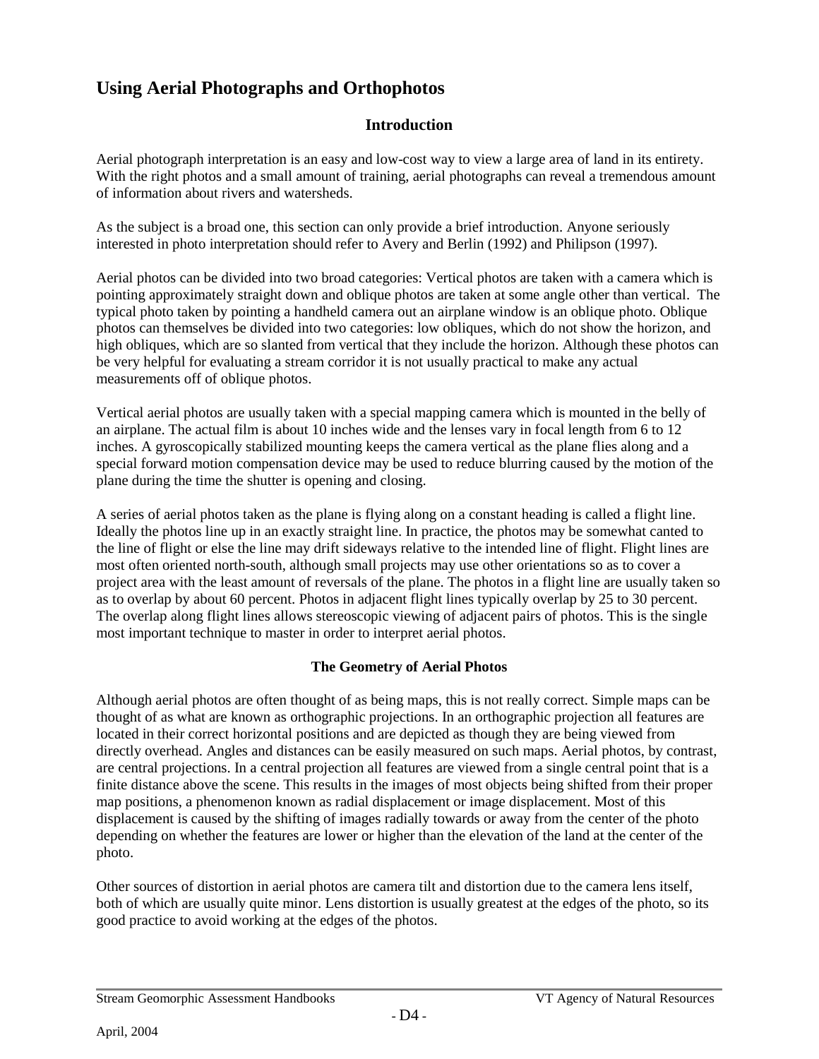## Using Aerial Photographs and Orthophotos

### Introduction

Aerial photograph interpretation is an easy and low-cost way to view a large area of land in its entirety. With the right photos and a small amount of training, aerial photographs can reveal a tremendous amount of information about rivers and watersheds.

As the subject is a broad one, this section can only provide a brief introduction. Anyone seriously interested in photo interpretation should refer to Avery and Berlin (1992) and Philipson (1997).

Aerial photos can be divided into two broad categories: Vertical photos are taken with a camera which is pointing approximately straight down and oblique photos are taken at some angle other than vertical. The typical photo taken by pointing a handheld camera out an airplane window is an oblique photo. Oblique photos can themselves be divided into two categories: low obliques, which do not show the horizon, and high obliques, which are so slanted from vertical that they include the horizon. Although these photos can be very helpful for evaluating a stream corridor it is not usually practical to make any actual measurements off of oblique photos.

Vertical aerial photos are usually taken with a special mapping camera which is mounted in the belly of an airplane. The actual film is about 10 inches wide and the lenses vary in focal length from 6 to 12 inches. A gyroscopically stabilized mounting keeps the camera vertical as the plane flies along and a special forward motion compensation device may be used to reduce blurring caused by the motion of the plane during the time the shutter is opening and closing.

A series of aerial photos taken as the plane is flying along on a constant heading is called a flight line. Ideally the photos line up in an exactly straight line. In practice, the photos may be somewhat canted to the line of flight or else the line may drift sideways relative to the intended line of flight. Flight lines are most often oriented north-south, although small projects may use other orientations so as to cover a project area with the least amount of reversals of the plane. The photos in a flight line are usually taken so as to overlap by about 60 percent. Photos in adjacent flight lines typically overlap by 25 to 30 percent. The overlap along flight lines allows stereoscopic viewing of adjacent pairs of photos. This is the single most important technique to master in order to interpret aerial photos.

### The Geometry of Aerial Photos

Although aerial photos are often thought of as being maps, this is not really correct. Simple maps can be thought of as what are known as orthographic projections. In an orthographic projection all features are located in their correct horizontal positions and are depicted as though they are being viewed from directly overhead. Angles and distances can be easily measured on such maps. Aerial photos, by contrast, are central projections. In a central projection all features are viewed from a single central point that is a finite distance above the scene. This results in the images of most objects being shifted from their proper map positions, a phenomenon known as radial displacement or image displacement. Most of this displacement is caused by the shifting of images radially towards or away from the center of the photo depending on whether the features are lower or higher than the elevation of the land at the center of the photo.

Other sources of distortion in aerial photos are camera tilt and distortion due to the camera lens itself, both of which are usually quite minor. Lens distortion is usually greatest at the edges of the photo, so its good practice to avoid working at the edges of the photos.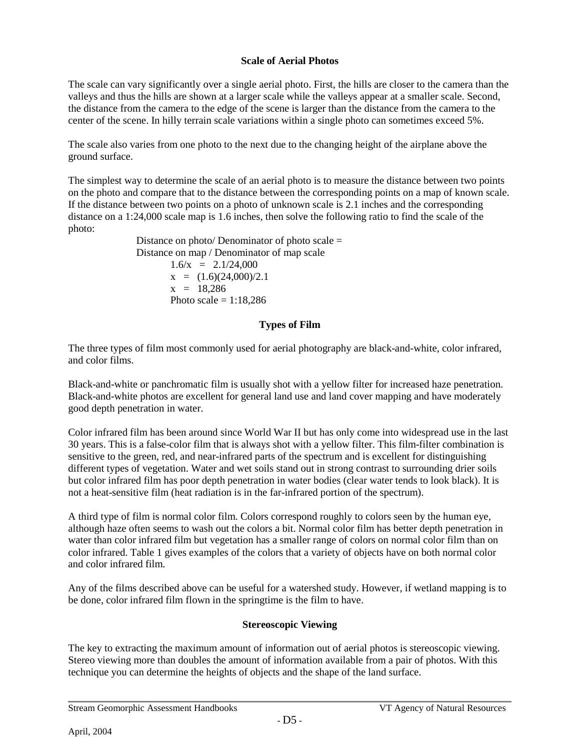### Scale of Aerial Photos

The scale can vary significantly over a single aerial photo. First, the hills are closer to the camera than the valleys and thus the hills are shown at a larger scale while the valleys appear at a smaller scale. Second, the distance from the camera to the edge of the scene is larger than the distance from the camera to the center of the scene. In hilly terrain scale variations within a single photo can sometimes exceed 5%.

The scale also varies from one photo to the next due to the changing height of the airplane above the ground surface.

The simplest way to determine the scale of an aerial photo is to measure the distance between two points on the photo and compare that to the distance between the corresponding points on a map of known scale. If the distance between two points on a photo of unknown scale is 2.1 inches and the corresponding distance on a 1:24,000 scale map is 1.6 inches, then solve the following ratio to find the scale of the photo:

Distance on photo/ Denominator of photo scale =
Distance on map / Denominator of map scale

$$1.6/x = 2.1/24{,}000$$

$$x = (1.6)(24{,}000)/2.1$$

$$x = 18{,}286$$

Photo scale = 1:18,286

### Types of Film

The three types of film most commonly used for aerial photography are black-and-white, color infrared, and color films.

Black-and-white or panchromatic film is usually shot with a yellow filter for increased haze penetration. Black-and-white photos are excellent for general land use and land cover mapping and have moderately good depth penetration in water.

Color infrared film has been around since World War II but has only come into widespread use in the last 30 years. This is a false-color film that is always shot with a yellow filter. This film-filter combination is sensitive to the green, red, and near-infrared parts of the spectrum and is excellent for distinguishing different types of vegetation. Water and wet soils stand out in strong contrast to surrounding drier soils but color infrared film has poor depth penetration in water bodies (clear water tends to look black). It is not a heat-sensitive film (heat radiation is in the far-infrared portion of the spectrum).

A third type of film is normal color film. Colors correspond roughly to colors seen by the human eye, although haze often seems to wash out the colors a bit. Normal color film has better depth penetration in water than color infrared film but vegetation has a smaller range of colors on normal color film than on color infrared. Table 1 gives examples of the colors that a variety of objects have on both normal color and color infrared film.

Any of the films described above can be useful for a watershed study. However, if wetland mapping is to be done, color infrared film flown in the springtime is the film to have.

### Stereoscopic Viewing

The key to extracting the maximum amount of information out of aerial photos is stereoscopic viewing. Stereo viewing more than doubles the amount of information available from a pair of photos. With this technique you can determine the heights of objects and the shape of the land surface.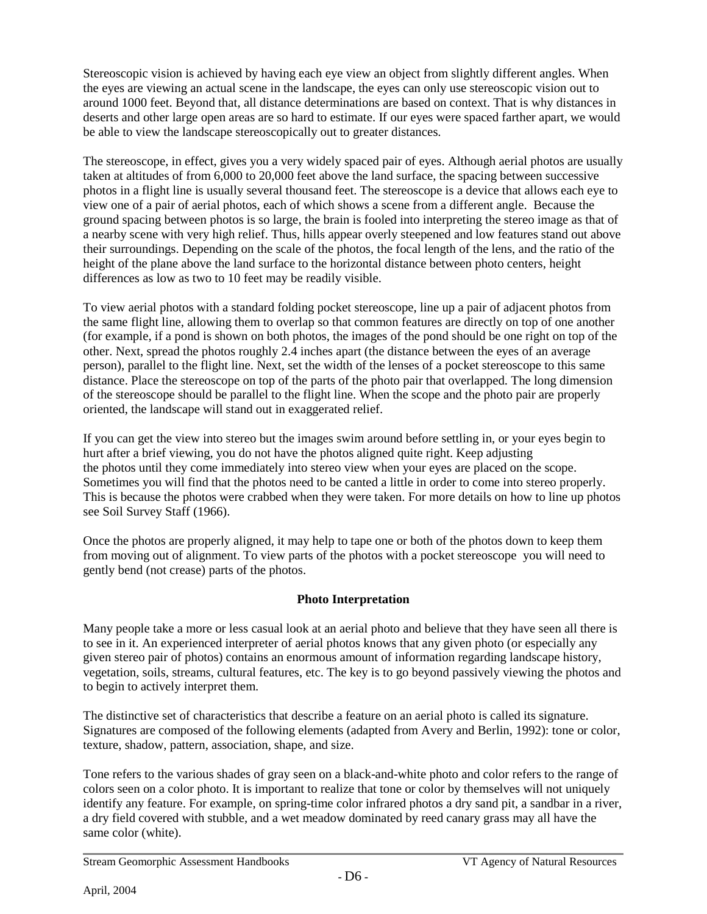Stereoscopic vision is achieved by having each eye view an object from slightly different angles. When the eyes are viewing an actual scene in the landscape, the eyes can only use stereoscopic vision out to around 1000 feet. Beyond that, all distance determinations are based on context. That is why distances in deserts and other large open areas are so hard to estimate. If our eyes were spaced farther apart, we would be able to view the landscape stereoscopically out to greater distances.

The stereoscope, in effect, gives you a very widely spaced pair of eyes. Although aerial photos are usually taken at altitudes of from 6,000 to 20,000 feet above the land surface, the spacing between successive photos in a flight line is usually several thousand feet. The stereoscope is a device that allows each eye to view one of a pair of aerial photos, each of which shows a scene from a different angle. Because the ground spacing between photos is so large, the brain is fooled into interpreting the stereo image as that of a nearby scene with very high relief. Thus, hills appear overly steepened and low features stand out above their surroundings. Depending on the scale of the photos, the focal length of the lens, and the ratio of the height of the plane above the land surface to the horizontal distance between photo centers, height differences as low as two to 10 feet may be readily visible.

To view aerial photos with a standard folding pocket stereoscope, line up a pair of adjacent photos from the same flight line, allowing them to overlap so that common features are directly on top of one another (for example, if a pond is shown on both photos, the images of the pond should be one right on top of the other. Next, spread the photos roughly 2.4 inches apart (the distance between the eyes of an average person), parallel to the flight line. Next, set the width of the lenses of a pocket stereoscope to this same distance. Place the stereoscope on top of the parts of the photo pair that overlapped. The long dimension of the stereoscope should be parallel to the flight line. When the scope and the photo pair are properly oriented, the landscape will stand out in exaggerated relief.

If you can get the view into stereo but the images swim around before settling in, or your eyes begin to hurt after a brief viewing, you do not have the photos aligned quite right. Keep adjusting the photos until they come immediately into stereo view when your eyes are placed on the scope. Sometimes you will find that the photos need to be canted a little in order to come into stereo properly. This is because the photos were crabbed when they were taken. For more details on how to line up photos see Soil Survey Staff (1966).

Once the photos are properly aligned, it may help to tape one or both of the photos down to keep them from moving out of alignment. To view parts of the photos with a pocket stereoscope you will need to gently bend (not crease) parts of the photos.

## Photo Interpretation

Many people take a more or less casual look at an aerial photo and believe that they have seen all there is to see in it. An experienced interpreter of aerial photos knows that any given photo (or especially any given stereo pair of photos) contains an enormous amount of information regarding landscape history, vegetation, soils, streams, cultural features, etc. The key is to go beyond passively viewing the photos and to begin to actively interpret them.

The distinctive set of characteristics that describe a feature on an aerial photo is called its signature. Signatures are composed of the following elements (adapted from Avery and Berlin, 1992): tone or color, texture, shadow, pattern, association, shape, and size.

Tone refers to the various shades of gray seen on a black-and-white photo and color refers to the range of colors seen on a color photo. It is important to realize that tone or color by themselves will not uniquely identify any feature. For example, on spring-time color infrared photos a dry sand pit, a sandbar in a river, a dry field covered with stubble, and a wet meadow dominated by reed canary grass may all have the same color (white).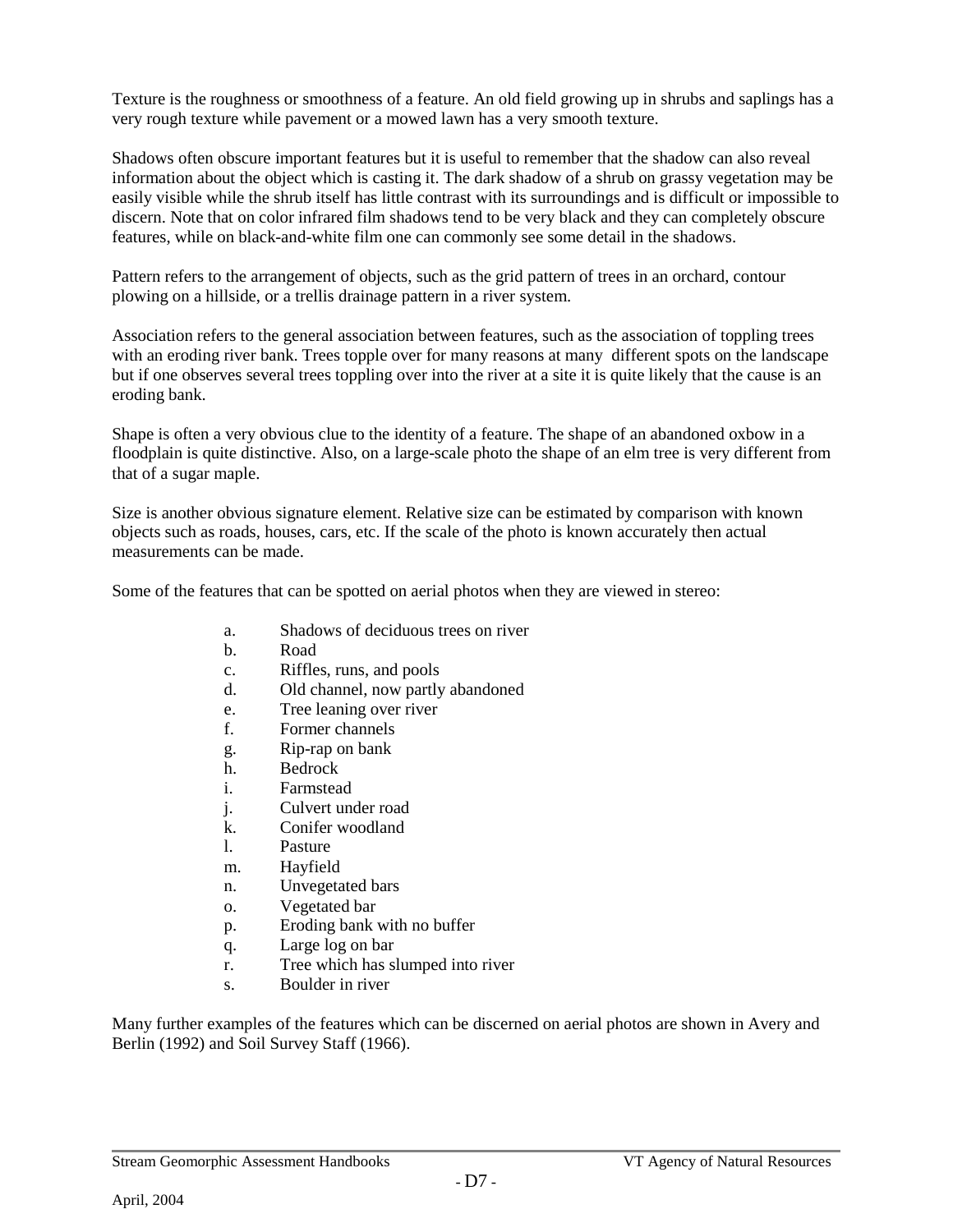Texture is the roughness or smoothness of a feature. An old field growing up in shrubs and saplings has a very rough texture while pavement or a mowed lawn has a very smooth texture.

Shadows often obscure important features but it is useful to remember that the shadow can also reveal information about the object which is casting it. The dark shadow of a shrub on grassy vegetation may be easily visible while the shrub itself has little contrast with its surroundings and is difficult or impossible to discern. Note that on color infrared film shadows tend to be very black and they can completely obscure features, while on black-and-white film one can commonly see some detail in the shadows.

Pattern refers to the arrangement of objects, such as the grid pattern of trees in an orchard, contour plowing on a hillside, or a trellis drainage pattern in a river system.

Association refers to the general association between features, such as the association of toppling trees with an eroding river bank. Trees topple over for many reasons at many different spots on the landscape but if one observes several trees toppling over into the river at a site it is quite likely that the cause is an eroding bank.

Shape is often a very obvious clue to the identity of a feature. The shape of an abandoned oxbow in a floodplain is quite distinctive. Also, on a large-scale photo the shape of an elm tree is very different from that of a sugar maple.

Size is another obvious signature element. Relative size can be estimated by comparison with known objects such as roads, houses, cars, etc. If the scale of the photo is known accurately then actual measurements can be made.

Some of the features that can be spotted on aerial photos when they are viewed in stereo:

a. Shadows of deciduous trees on river
b. Road
c. Riffles, runs, and pools
d. Old channel, now partly abandoned
e. Tree leaning over river
f. Former channels
g. Rip-rap on bank
h. Bedrock
i. Farmstead
j. Culvert under road
k. Conifer woodland
l. Pasture
m. Hayfield
n. Unvegetated bars
o. Vegetated bar
p. Eroding bank with no buffer
q. Large log on bar
r. Tree which has slumped into river
s. Boulder in river

Many further examples of the features which can be discerned on aerial photos are shown in Avery and Berlin (1992) and Soil Survey Staff (1966).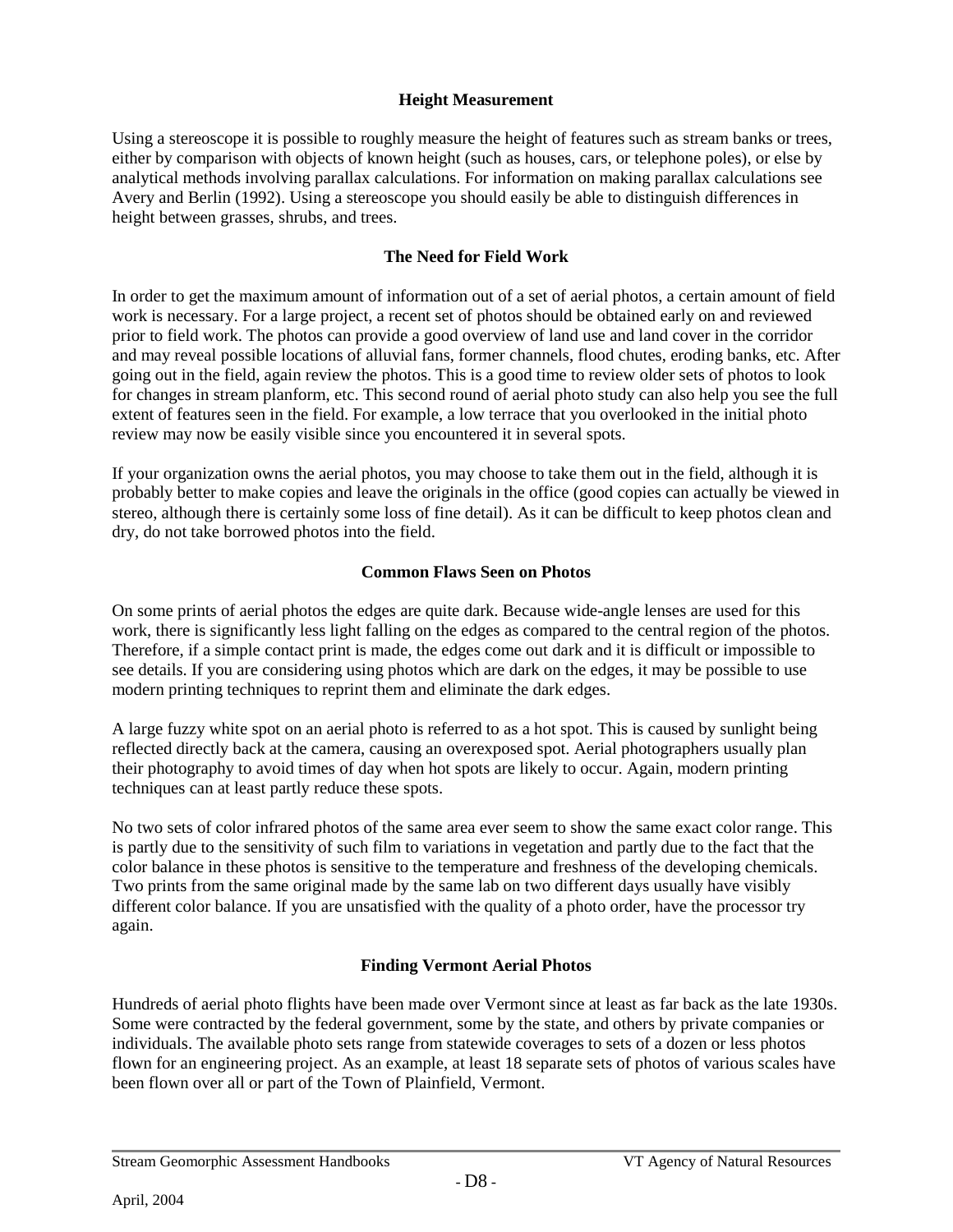### Height Measurement

Using a stereoscope it is possible to roughly measure the height of features such as stream banks or trees, either by comparison with objects of known height (such as houses, cars, or telephone poles), or else by analytical methods involving parallax calculations. For information on making parallax calculations see Avery and Berlin (1992). Using a stereoscope you should easily be able to distinguish differences in height between grasses, shrubs, and trees.

### The Need for Field Work

In order to get the maximum amount of information out of a set of aerial photos, a certain amount of field work is necessary. For a large project, a recent set of photos should be obtained early on and reviewed prior to field work. The photos can provide a good overview of land use and land cover in the corridor and may reveal possible locations of alluvial fans, former channels, flood chutes, eroding banks, etc. After going out in the field, again review the photos. This is a good time to review older sets of photos to look for changes in stream planform, etc. This second round of aerial photo study can also help you see the full extent of features seen in the field. For example, a low terrace that you overlooked in the initial photo review may now be easily visible since you encountered it in several spots.

If your organization owns the aerial photos, you may choose to take them out in the field, although it is probably better to make copies and leave the originals in the office (good copies can actually be viewed in stereo, although there is certainly some loss of fine detail). As it can be difficult to keep photos clean and dry, do not take borrowed photos into the field.

### Common Flaws Seen on Photos

On some prints of aerial photos the edges are quite dark. Because wide-angle lenses are used for this work, there is significantly less light falling on the edges as compared to the central region of the photos. Therefore, if a simple contact print is made, the edges come out dark and it is difficult or impossible to see details. If you are considering using photos which are dark on the edges, it may be possible to use modern printing techniques to reprint them and eliminate the dark edges.

A large fuzzy white spot on an aerial photo is referred to as a hot spot. This is caused by sunlight being reflected directly back at the camera, causing an overexposed spot. Aerial photographers usually plan their photography to avoid times of day when hot spots are likely to occur. Again, modern printing techniques can at least partly reduce these spots.

No two sets of color infrared photos of the same area ever seem to show the same exact color range. This is partly due to the sensitivity of such film to variations in vegetation and partly due to the fact that the color balance in these photos is sensitive to the temperature and freshness of the developing chemicals. Two prints from the same original made by the same lab on two different days usually have visibly different color balance. If you are unsatisfied with the quality of a photo order, have the processor try again.

### Finding Vermont Aerial Photos

Hundreds of aerial photo flights have been made over Vermont since at least as far back as the late 1930s. Some were contracted by the federal government, some by the state, and others by private companies or individuals. The available photo sets range from statewide coverages to sets of a dozen or less photos flown for an engineering project. As an example, at least 18 separate sets of photos of various scales have been flown over all or part of the Town of Plainfield, Vermont.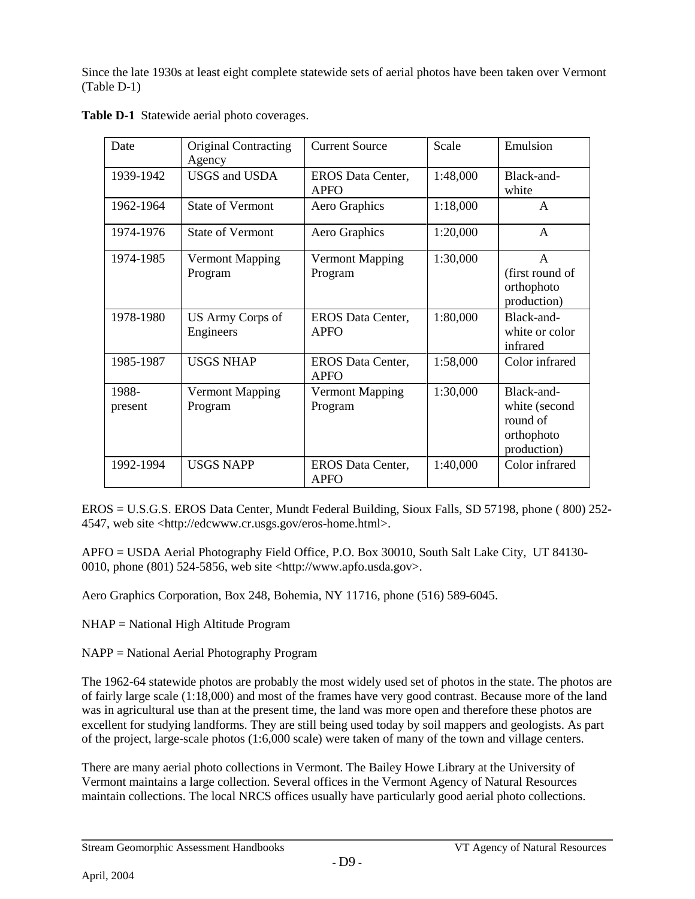Since the late 1930s at least eight complete statewide sets of aerial photos have been taken over Vermont (Table D-1)

**Table D-1** Statewide aerial photo coverages.

| Date | Original Contracting Agency | Current Source | Scale | Emulsion |
|---|---|---|---|---|
| 1939-1942 | USGS and USDA | EROS Data Center, APFO | 1:48,000 | Black-and-white |
| 1962-1964 | State of Vermont | Aero Graphics | 1:18,000 | A |
| 1974-1976 | State of Vermont | Aero Graphics | 1:20,000 | A |
| 1974-1985 | Vermont Mapping Program | Vermont Mapping Program | 1:30,000 | A (first round of orthophoto production) |
| 1978-1980 | US Army Corps of Engineers | EROS Data Center, APFO | 1:80,000 | Black-and-white or color infrared |
| 1985-1987 | USGS NHAP | EROS Data Center, APFO | 1:58,000 | Color infrared |
| 1988-present | Vermont Mapping Program | Vermont Mapping Program | 1:30,000 | Black-and-white (second round of orthophoto production) |
| 1992-1994 | USGS NAPP | EROS Data Center, APFO | 1:40,000 | Color infrared |

EROS = U.S.G.S. EROS Data Center, Mundt Federal Building, Sioux Falls, SD 57198, phone ( 800) 252-4547, web site <http://edcwww.cr.usgs.gov/eros-home.html>.

APFO = USDA Aerial Photography Field Office, P.O. Box 30010, South Salt Lake City, UT 84130-0010, phone (801) 524-5856, web site <http://www.apfo.usda.gov>.

Aero Graphics Corporation, Box 248, Bohemia, NY 11716, phone (516) 589-6045.

NHAP = National High Altitude Program

NAPP = National Aerial Photography Program

The 1962-64 statewide photos are probably the most widely used set of photos in the state. The photos are of fairly large scale (1:18,000) and most of the frames have very good contrast. Because more of the land was in agricultural use than at the present time, the land was more open and therefore these photos are excellent for studying landforms. They are still being used today by soil mappers and geologists. As part of the project, large-scale photos (1:6,000 scale) were taken of many of the town and village centers.

There are many aerial photo collections in Vermont. The Bailey Howe Library at the University of Vermont maintains a large collection. Several offices in the Vermont Agency of Natural Resources maintain collections. The local NRCS offices usually have particularly good aerial photo collections.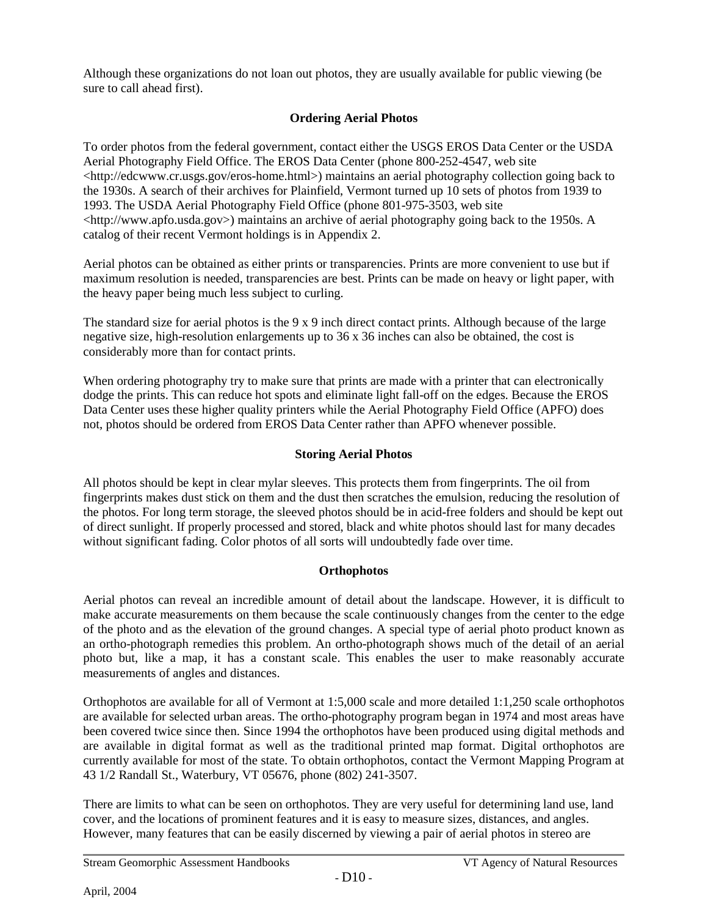Although these organizations do not loan out photos, they are usually available for public viewing (be sure to call ahead first).

## Ordering Aerial Photos

To order photos from the federal government, contact either the USGS EROS Data Center or the USDA Aerial Photography Field Office. The EROS Data Center (phone 800-252-4547, web site <http://edcwww.cr.usgs.gov/eros-home.html>) maintains an aerial photography collection going back to the 1930s. A search of their archives for Plainfield, Vermont turned up 10 sets of photos from 1939 to 1993. The USDA Aerial Photography Field Office (phone 801-975-3503, web site <http://www.apfo.usda.gov>) maintains an archive of aerial photography going back to the 1950s. A catalog of their recent Vermont holdings is in Appendix 2.

Aerial photos can be obtained as either prints or transparencies. Prints are more convenient to use but if maximum resolution is needed, transparencies are best. Prints can be made on heavy or light paper, with the heavy paper being much less subject to curling.

The standard size for aerial photos is the 9 x 9 inch direct contact prints. Although because of the large negative size, high-resolution enlargements up to 36 x 36 inches can also be obtained, the cost is considerably more than for contact prints.

When ordering photography try to make sure that prints are made with a printer that can electronically dodge the prints. This can reduce hot spots and eliminate light fall-off on the edges. Because the EROS Data Center uses these higher quality printers while the Aerial Photography Field Office (APFO) does not, photos should be ordered from EROS Data Center rather than APFO whenever possible.

## Storing Aerial Photos

All photos should be kept in clear mylar sleeves. This protects them from fingerprints. The oil from fingerprints makes dust stick on them and the dust then scratches the emulsion, reducing the resolution of the photos. For long term storage, the sleeved photos should be in acid-free folders and should be kept out of direct sunlight. If properly processed and stored, black and white photos should last for many decades without significant fading. Color photos of all sorts will undoubtedly fade over time.

## Orthophotos

Aerial photos can reveal an incredible amount of detail about the landscape. However, it is difficult to make accurate measurements on them because the scale continuously changes from the center to the edge of the photo and as the elevation of the ground changes. A special type of aerial photo product known as an ortho-photograph remedies this problem. An ortho-photograph shows much of the detail of an aerial photo but, like a map, it has a constant scale. This enables the user to make reasonably accurate measurements of angles and distances.

Orthophotos are available for all of Vermont at 1:5,000 scale and more detailed 1:1,250 scale orthophotos are available for selected urban areas. The ortho-photography program began in 1974 and most areas have been covered twice since then. Since 1994 the orthophotos have been produced using digital methods and are available in digital format as well as the traditional printed map format. Digital orthophotos are currently available for most of the state. To obtain orthophotos, contact the Vermont Mapping Program at 43 1/2 Randall St., Waterbury, VT 05676, phone (802) 241-3507.

There are limits to what can be seen on orthophotos. They are very useful for determining land use, land cover, and the locations of prominent features and it is easy to measure sizes, distances, and angles. However, many features that can be easily discerned by viewing a pair of aerial photos in stereo are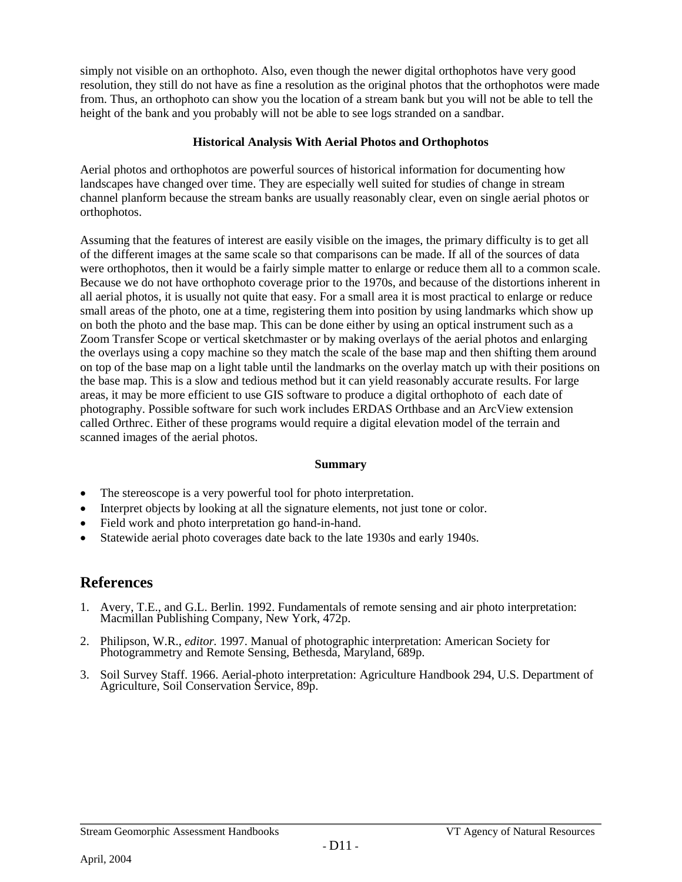simply not visible on an orthophoto. Also, even though the newer digital orthophotos have very good resolution, they still do not have as fine a resolution as the original photos that the orthophotos were made from. Thus, an orthophoto can show you the location of a stream bank but you will not be able to tell the height of the bank and you probably will not be able to see logs stranded on a sandbar.

### Historical Analysis With Aerial Photos and Orthophotos

Aerial photos and orthophotos are powerful sources of historical information for documenting how landscapes have changed over time. They are especially well suited for studies of change in stream channel planform because the stream banks are usually reasonably clear, even on single aerial photos or orthophotos.

Assuming that the features of interest are easily visible on the images, the primary difficulty is to get all of the different images at the same scale so that comparisons can be made. If all of the sources of data were orthophotos, then it would be a fairly simple matter to enlarge or reduce them all to a common scale. Because we do not have orthophoto coverage prior to the 1970s, and because of the distortions inherent in all aerial photos, it is usually not quite that easy. For a small area it is most practical to enlarge or reduce small areas of the photo, one at a time, registering them into position by using landmarks which show up on both the photo and the base map. This can be done either by using an optical instrument such as a Zoom Transfer Scope or vertical sketchmaster or by making overlays of the aerial photos and enlarging the overlays using a copy machine so they match the scale of the base map and then shifting them around on top of the base map on a light table until the landmarks on the overlay match up with their positions on the base map. This is a slow and tedious method but it can yield reasonably accurate results. For large areas, it may be more efficient to use GIS software to produce a digital orthophoto of each date of photography. Possible software for such work includes ERDAS Orthbase and an ArcView extension called Orthrec. Either of these programs would require a digital elevation model of the terrain and scanned images of the aerial photos.

### Summary

- The stereoscope is a very powerful tool for photo interpretation.
- Interpret objects by looking at all the signature elements, not just tone or color.
- Field work and photo interpretation go hand-in-hand.
- Statewide aerial photo coverages date back to the late 1930s and early 1940s.

## References

1. Avery, T.E., and G.L. Berlin. 1992. Fundamentals of remote sensing and air photo interpretation: Macmillan Publishing Company, New York, 472p.

2. Philipson, W.R., *editor.* 1997. Manual of photographic interpretation: American Society for Photogrammetry and Remote Sensing, Bethesda, Maryland, 689p.

3. Soil Survey Staff. 1966. Aerial-photo interpretation: Agriculture Handbook 294, U.S. Department of Agriculture, Soil Conservation Service, 89p.